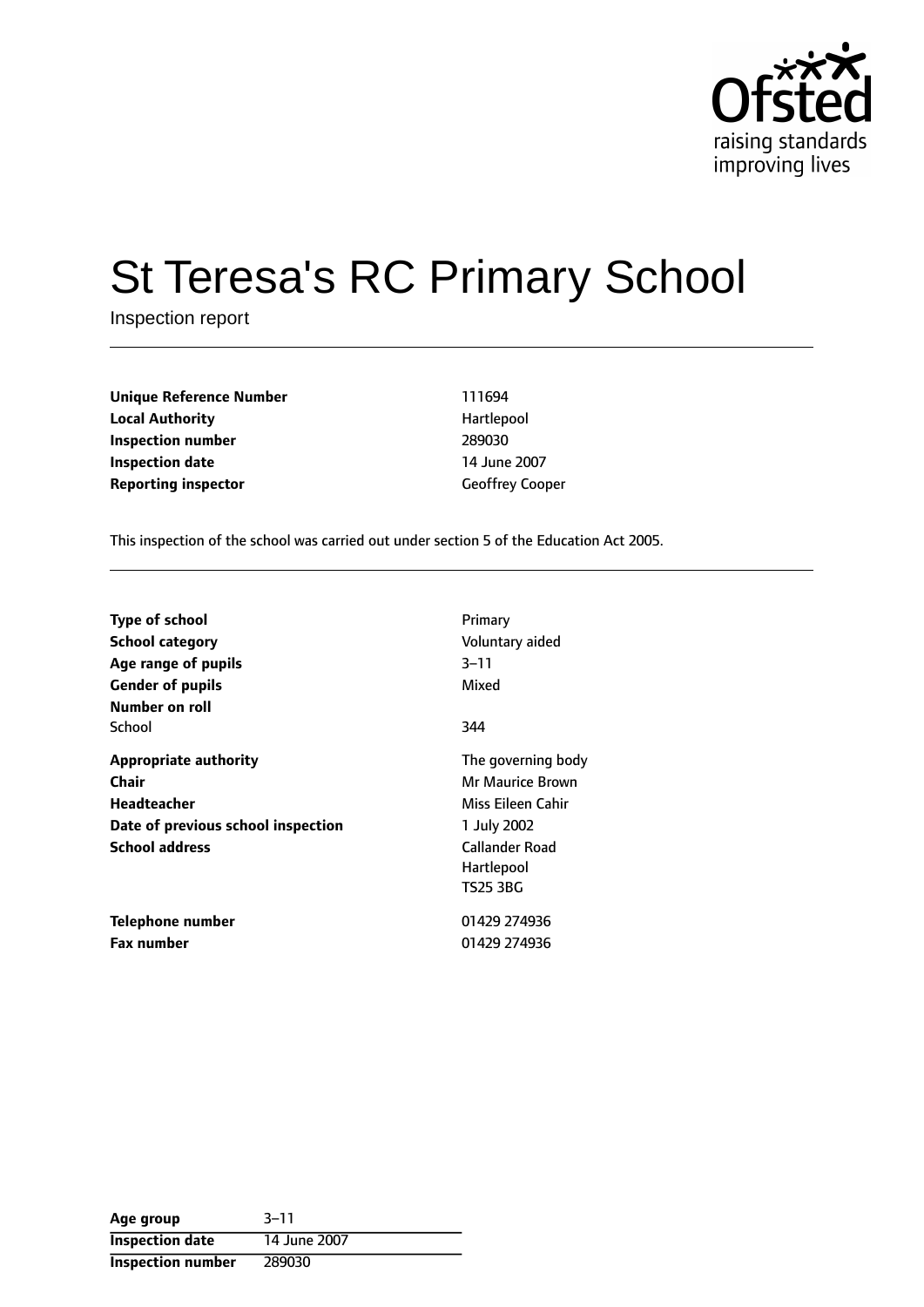# St Teresa's RC Primary School

Inspection report

| | |
|---|---|
| **Unique Reference Number** | 111694 |
| **Local Authority** | Hartlepool |
| **Inspection number** | 289030 |
| **Inspection date** | 14 June 2007 |
| **Reporting inspector** | Geoffrey Cooper |

This inspection of the school was carried out under section 5 of the Education Act 2005.

| | |
|---|---|
| **Type of school** | Primary |
| **School category** | Voluntary aided |
| **Age range of pupils** | 3–11 |
| **Gender of pupils** | Mixed |
| **Number on roll** | |
| School | 344 |
| **Appropriate authority** | The governing body |
| **Chair** | Mr Maurice Brown |
| **Headteacher** | Miss Eileen Cahir |
| **Date of previous school inspection** | 1 July 2002 |
| **School address** | Callander Road<br>Hartlepool<br>TS25 3BG |
| **Telephone number** | 01429 274936 |
| **Fax number** | 01429 274936 |

| | |
|---|---|
| **Age group** | 3–11 |
| **Inspection date** | 14 June 2007 |
| **Inspection number** | 289030 |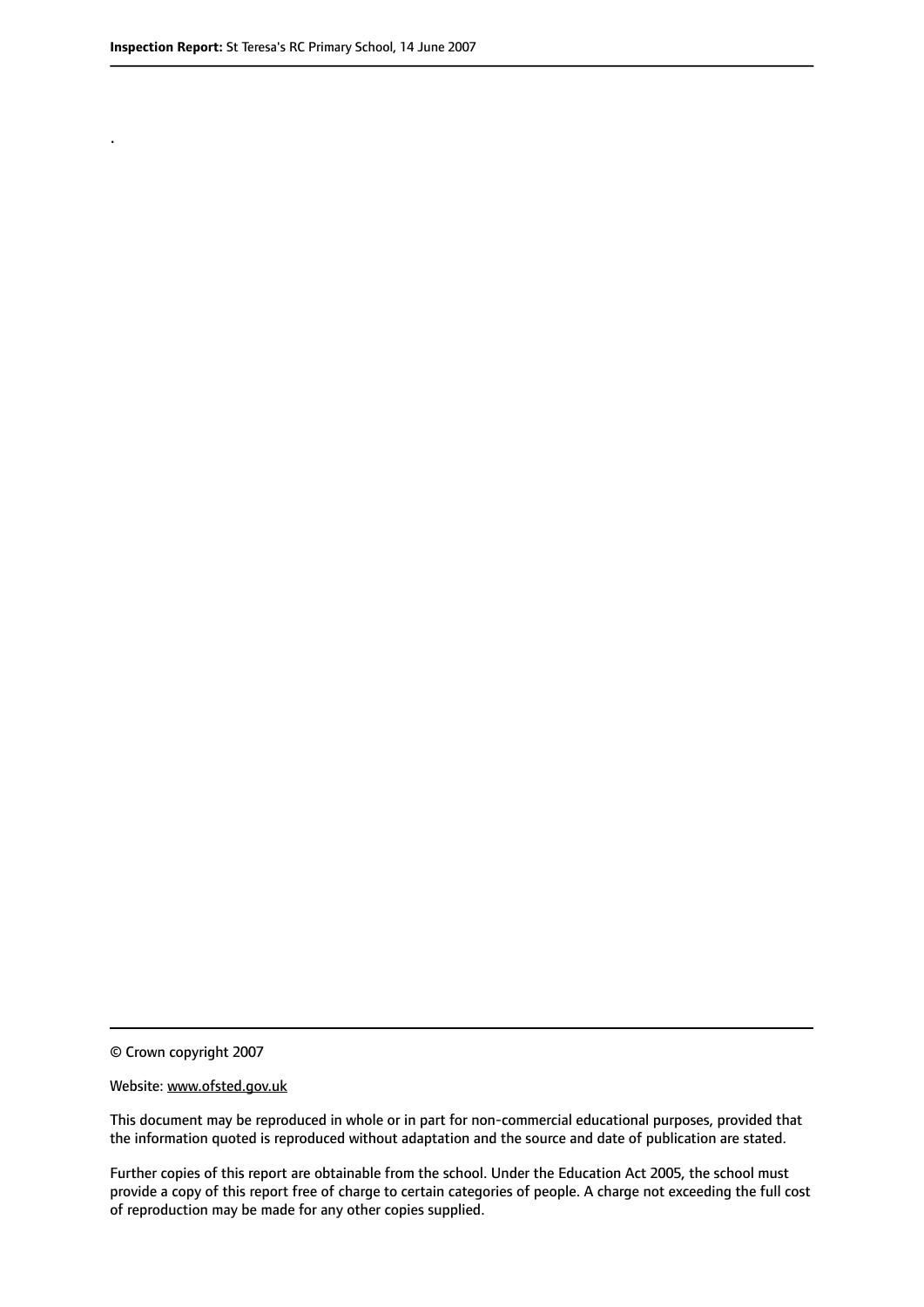.

© Crown copyright 2007

Website: www.ofsted.gov.uk

This document may be reproduced in whole or in part for non-commercial educational purposes, provided that the information quoted is reproduced without adaptation and the source and date of publication are stated.

Further copies of this report are obtainable from the school. Under the Education Act 2005, the school must provide a copy of this report free of charge to certain categories of people. A charge not exceeding the full cost of reproduction may be made for any other copies supplied.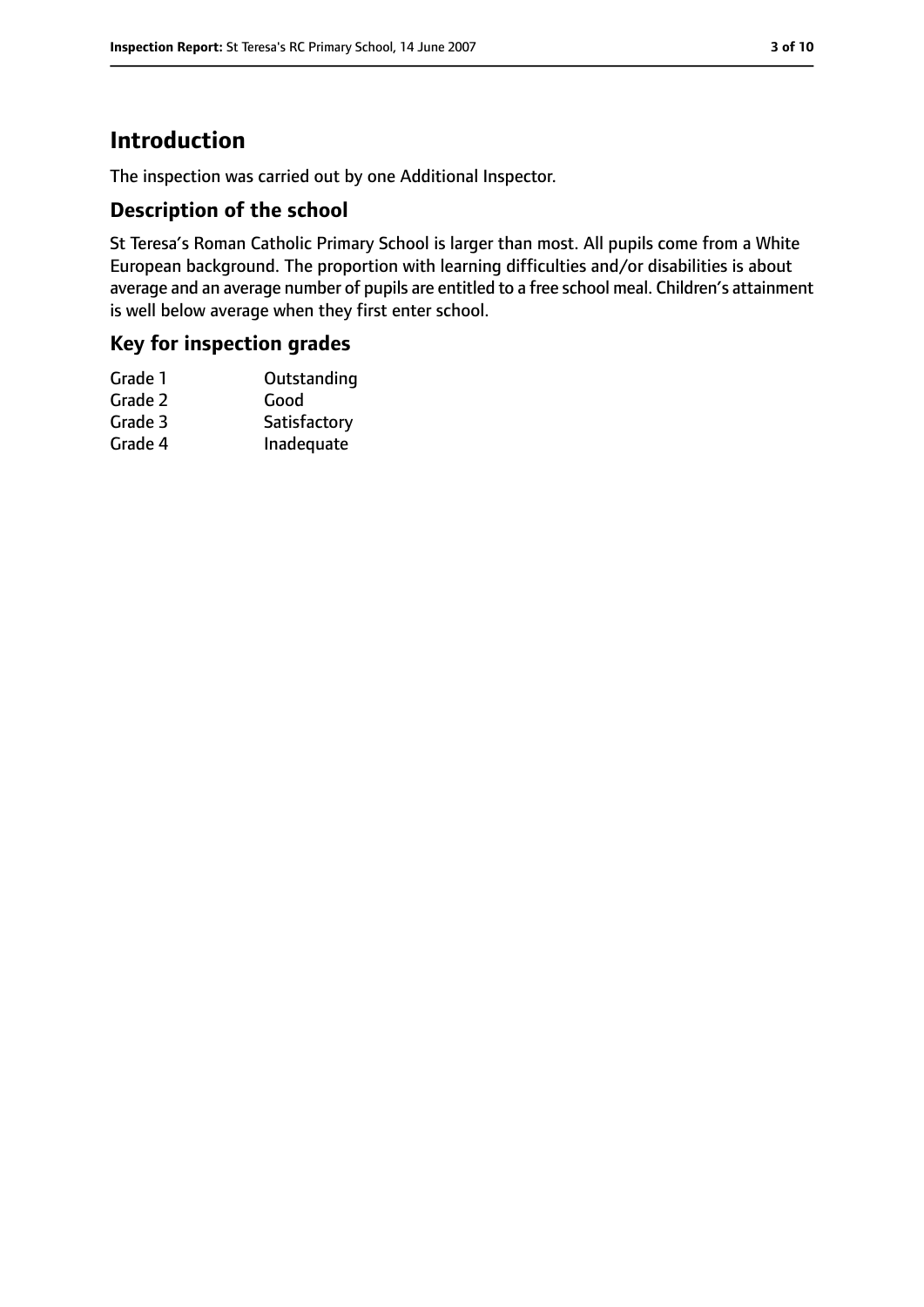# Introduction

The inspection was carried out by one Additional Inspector.

## Description of the school

St Teresa's Roman Catholic Primary School is larger than most. All pupils come from a White European background. The proportion with learning difficulties and/or disabilities is about average and an average number of pupils are entitled to a free school meal. Children's attainment is well below average when they first enter school.

## Key for inspection grades

| | |
|---|---|
| Grade 1 | Outstanding |
| Grade 2 | Good |
| Grade 3 | Satisfactory |
| Grade 4 | Inadequate |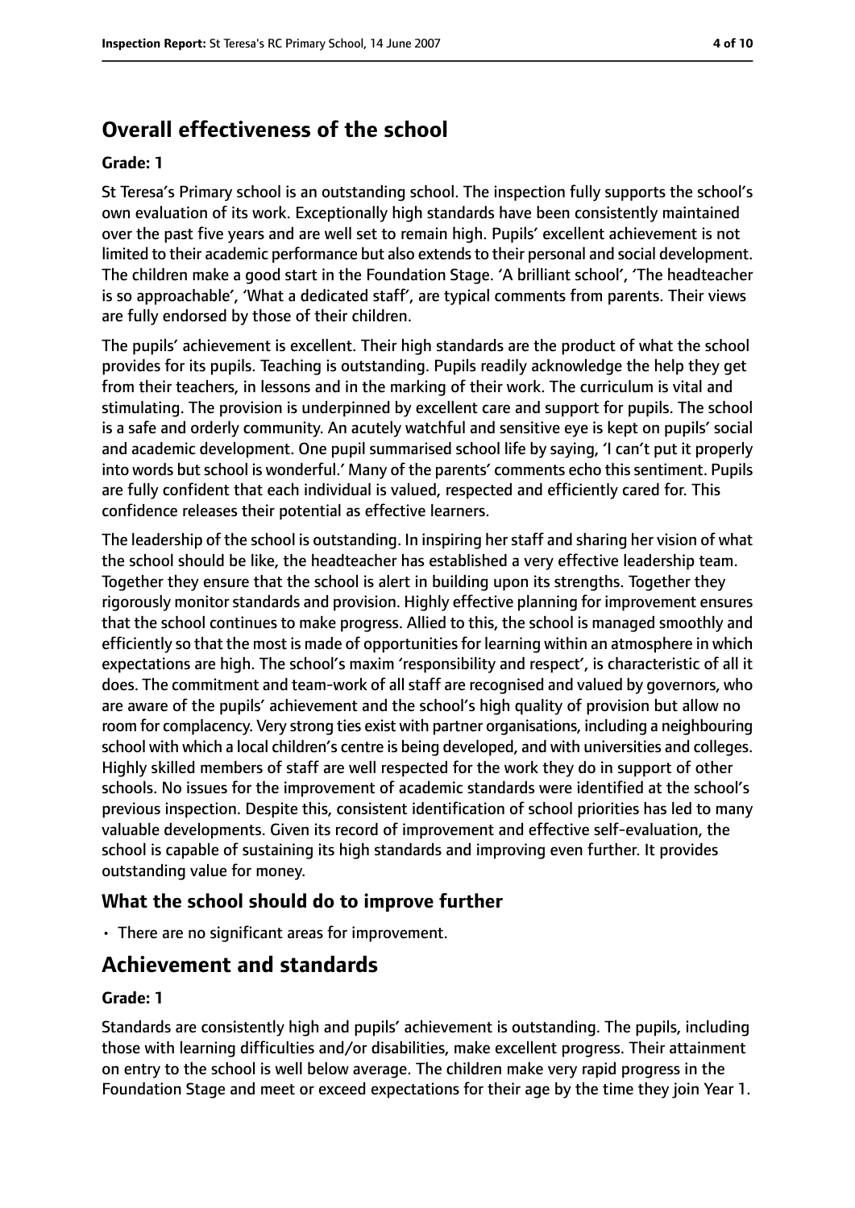## Overall effectiveness of the school

**Grade: 1**

St Teresa's Primary school is an outstanding school. The inspection fully supports the school's own evaluation of its work. Exceptionally high standards have been consistently maintained over the past five years and are well set to remain high. Pupils' excellent achievement is not limited to their academic performance but also extends to their personal and social development. The children make a good start in the Foundation Stage. 'A brilliant school', 'The headteacher is so approachable', 'What a dedicated staff', are typical comments from parents. Their views are fully endorsed by those of their children.

The pupils' achievement is excellent. Their high standards are the product of what the school provides for its pupils. Teaching is outstanding. Pupils readily acknowledge the help they get from their teachers, in lessons and in the marking of their work. The curriculum is vital and stimulating. The provision is underpinned by excellent care and support for pupils. The school is a safe and orderly community. An acutely watchful and sensitive eye is kept on pupils' social and academic development. One pupil summarised school life by saying, 'I can't put it properly into words but school is wonderful.' Many of the parents' comments echo this sentiment. Pupils are fully confident that each individual is valued, respected and efficiently cared for. This confidence releases their potential as effective learners.

The leadership of the school is outstanding. In inspiring her staff and sharing her vision of what the school should be like, the headteacher has established a very effective leadership team. Together they ensure that the school is alert in building upon its strengths. Together they rigorously monitor standards and provision. Highly effective planning for improvement ensures that the school continues to make progress. Allied to this, the school is managed smoothly and efficiently so that the most is made of opportunities for learning within an atmosphere in which expectations are high. The school's maxim 'responsibility and respect', is characteristic of all it does. The commitment and team-work of all staff are recognised and valued by governors, who are aware of the pupils' achievement and the school's high quality of provision but allow no room for complacency. Very strong ties exist with partner organisations, including a neighbouring school with which a local children's centre is being developed, and with universities and colleges. Highly skilled members of staff are well respected for the work they do in support of other schools. No issues for the improvement of academic standards were identified at the school's previous inspection. Despite this, consistent identification of school priorities has led to many valuable developments. Given its record of improvement and effective self-evaluation, the school is capable of sustaining its high standards and improving even further. It provides outstanding value for money.

### What the school should do to improve further

- There are no significant areas for improvement.

## Achievement and standards

**Grade: 1**

Standards are consistently high and pupils' achievement is outstanding. The pupils, including those with learning difficulties and/or disabilities, make excellent progress. Their attainment on entry to the school is well below average. The children make very rapid progress in the Foundation Stage and meet or exceed expectations for their age by the time they join Year 1.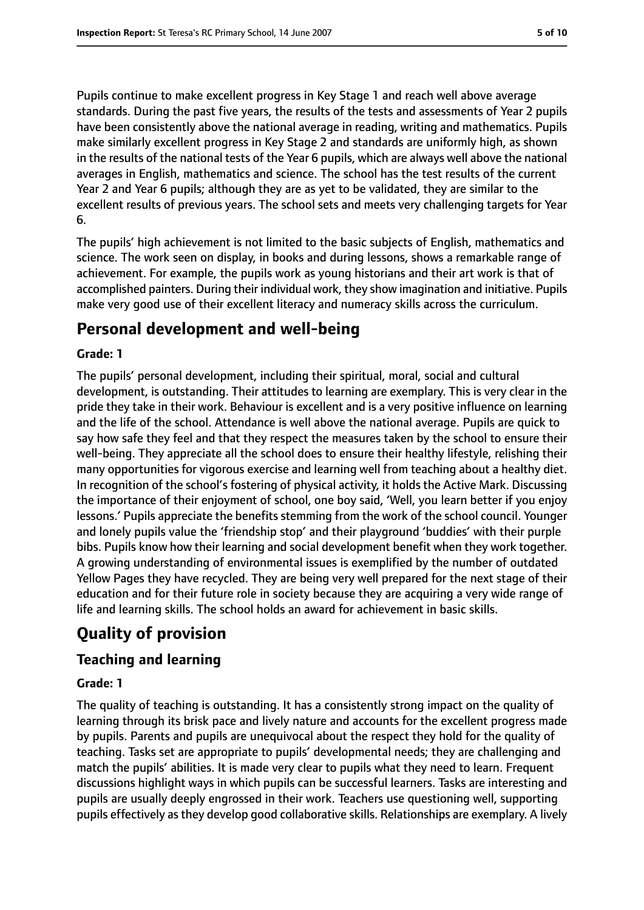Pupils continue to make excellent progress in Key Stage 1 and reach well above average standards. During the past five years, the results of the tests and assessments of Year 2 pupils have been consistently above the national average in reading, writing and mathematics. Pupils make similarly excellent progress in Key Stage 2 and standards are uniformly high, as shown in the results of the national tests of the Year 6 pupils, which are always well above the national averages in English, mathematics and science. The school has the test results of the current Year 2 and Year 6 pupils; although they are as yet to be validated, they are similar to the excellent results of previous years. The school sets and meets very challenging targets for Year 6.

The pupils' high achievement is not limited to the basic subjects of English, mathematics and science. The work seen on display, in books and during lessons, shows a remarkable range of achievement. For example, the pupils work as young historians and their art work is that of accomplished painters. During their individual work, they show imagination and initiative. Pupils make very good use of their excellent literacy and numeracy skills across the curriculum.

## Personal development and well-being

**Grade: 1**

The pupils' personal development, including their spiritual, moral, social and cultural development, is outstanding. Their attitudes to learning are exemplary. This is very clear in the pride they take in their work. Behaviour is excellent and is a very positive influence on learning and the life of the school. Attendance is well above the national average. Pupils are quick to say how safe they feel and that they respect the measures taken by the school to ensure their well-being. They appreciate all the school does to ensure their healthy lifestyle, relishing their many opportunities for vigorous exercise and learning well from teaching about a healthy diet. In recognition of the school's fostering of physical activity, it holds the Active Mark. Discussing the importance of their enjoyment of school, one boy said, 'Well, you learn better if you enjoy lessons.' Pupils appreciate the benefits stemming from the work of the school council. Younger and lonely pupils value the 'friendship stop' and their playground 'buddies' with their purple bibs. Pupils know how their learning and social development benefit when they work together. A growing understanding of environmental issues is exemplified by the number of outdated Yellow Pages they have recycled. They are being very well prepared for the next stage of their education and for their future role in society because they are acquiring a very wide range of life and learning skills. The school holds an award for achievement in basic skills.

# Quality of provision

## Teaching and learning

**Grade: 1**

The quality of teaching is outstanding. It has a consistently strong impact on the quality of learning through its brisk pace and lively nature and accounts for the excellent progress made by pupils. Parents and pupils are unequivocal about the respect they hold for the quality of teaching. Tasks set are appropriate to pupils' developmental needs; they are challenging and match the pupils' abilities. It is made very clear to pupils what they need to learn. Frequent discussions highlight ways in which pupils can be successful learners. Tasks are interesting and pupils are usually deeply engrossed in their work. Teachers use questioning well, supporting pupils effectively as they develop good collaborative skills. Relationships are exemplary. A lively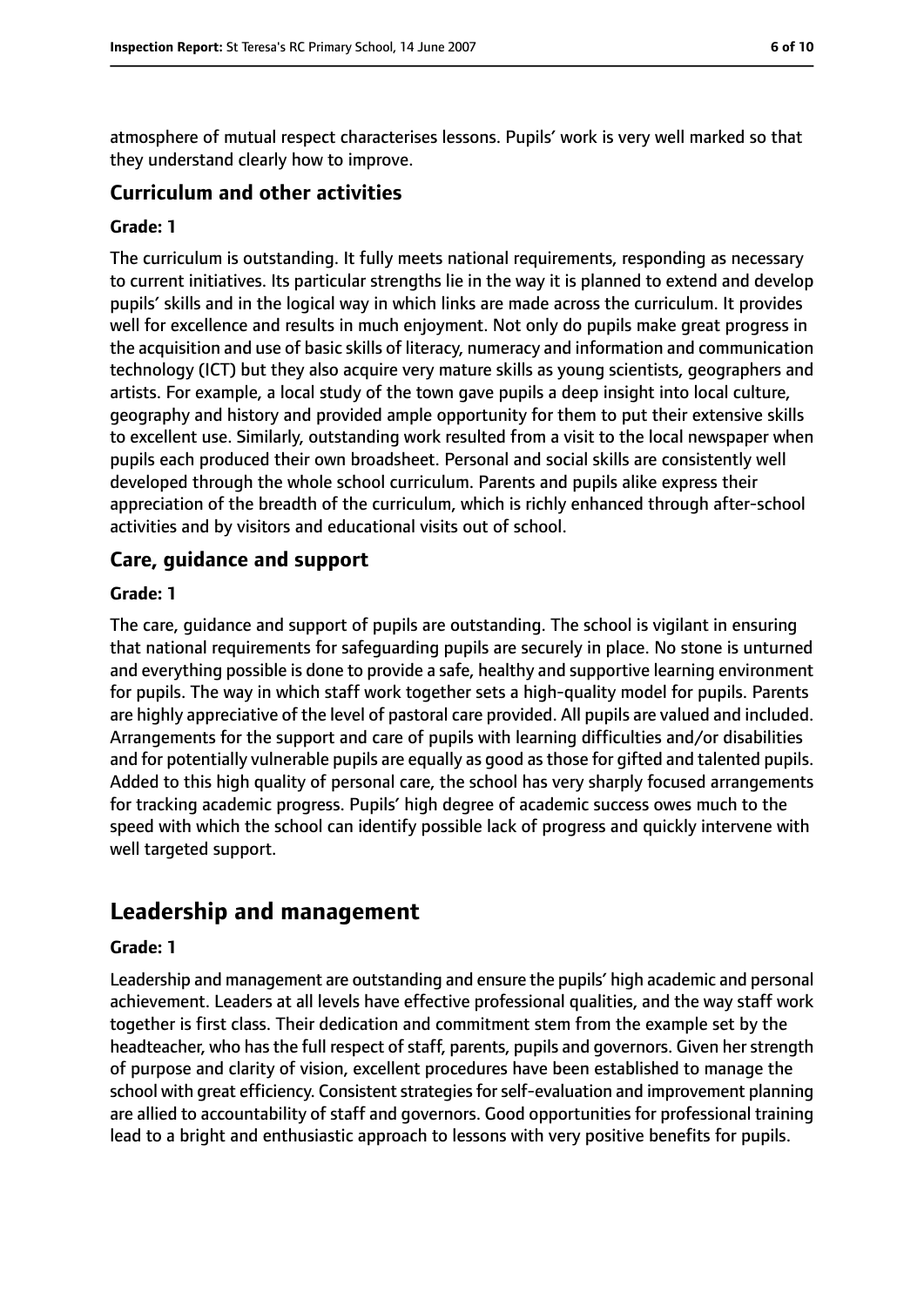atmosphere of mutual respect characterises lessons. Pupils' work is very well marked so that they understand clearly how to improve.

### Curriculum and other activities

**Grade: 1**

The curriculum is outstanding. It fully meets national requirements, responding as necessary to current initiatives. Its particular strengths lie in the way it is planned to extend and develop pupils' skills and in the logical way in which links are made across the curriculum. It provides well for excellence and results in much enjoyment. Not only do pupils make great progress in the acquisition and use of basic skills of literacy, numeracy and information and communication technology (ICT) but they also acquire very mature skills as young scientists, geographers and artists. For example, a local study of the town gave pupils a deep insight into local culture, geography and history and provided ample opportunity for them to put their extensive skills to excellent use. Similarly, outstanding work resulted from a visit to the local newspaper when pupils each produced their own broadsheet. Personal and social skills are consistently well developed through the whole school curriculum. Parents and pupils alike express their appreciation of the breadth of the curriculum, which is richly enhanced through after-school activities and by visitors and educational visits out of school.

### Care, guidance and support

**Grade: 1**

The care, guidance and support of pupils are outstanding. The school is vigilant in ensuring that national requirements for safeguarding pupils are securely in place. No stone is unturned and everything possible is done to provide a safe, healthy and supportive learning environment for pupils. The way in which staff work together sets a high-quality model for pupils. Parents are highly appreciative of the level of pastoral care provided. All pupils are valued and included. Arrangements for the support and care of pupils with learning difficulties and/or disabilities and for potentially vulnerable pupils are equally as good as those for gifted and talented pupils. Added to this high quality of personal care, the school has very sharply focused arrangements for tracking academic progress. Pupils' high degree of academic success owes much to the speed with which the school can identify possible lack of progress and quickly intervene with well targeted support.

## Leadership and management

**Grade: 1**

Leadership and management are outstanding and ensure the pupils' high academic and personal achievement. Leaders at all levels have effective professional qualities, and the way staff work together is first class. Their dedication and commitment stem from the example set by the headteacher, who has the full respect of staff, parents, pupils and governors. Given her strength of purpose and clarity of vision, excellent procedures have been established to manage the school with great efficiency. Consistent strategies for self-evaluation and improvement planning are allied to accountability of staff and governors. Good opportunities for professional training lead to a bright and enthusiastic approach to lessons with very positive benefits for pupils.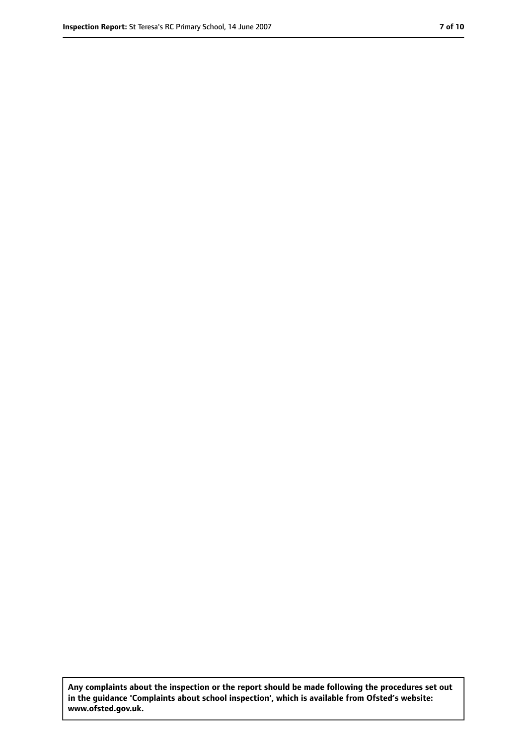**Any complaints about the inspection or the report should be made following the procedures set out in the guidance 'Complaints about school inspection', which is available from Ofsted's website: www.ofsted.gov.uk.**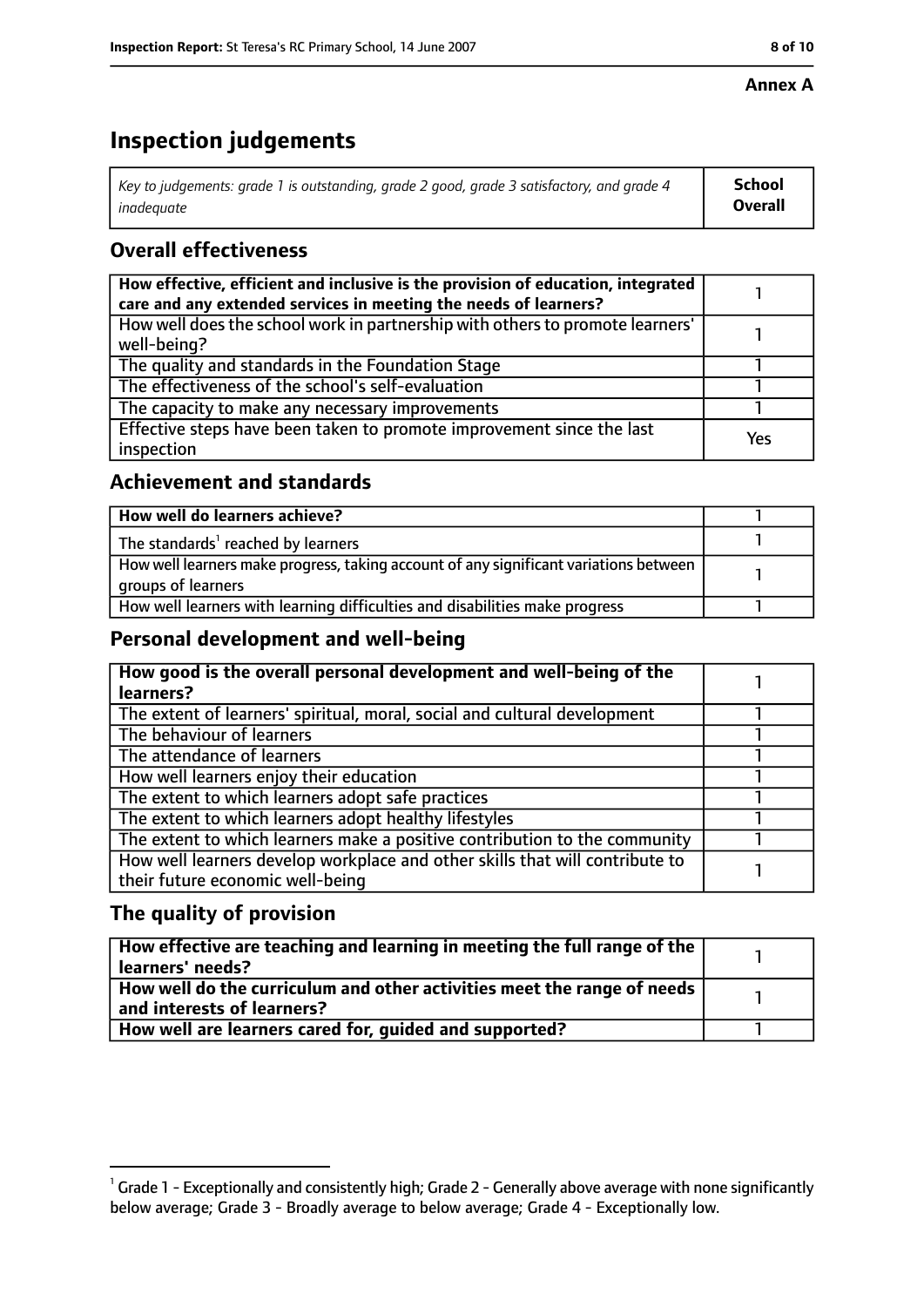**Annex A**

# Inspection judgements

| *Key to judgements: grade 1 is outstanding, grade 2 good, grade 3 satisfactory, and grade 4 inadequate* | **School Overall** |
|---|---|

## Overall effectiveness

| | |
|---|---|
| **How effective, efficient and inclusive is the provision of education, integrated care and any extended services in meeting the needs of learners?** | 1 |
| How well does the school work in partnership with others to promote learners' well-being? | 1 |
| The quality and standards in the Foundation Stage | 1 |
| The effectiveness of the school's self-evaluation | 1 |
| The capacity to make any necessary improvements | 1 |
| Effective steps have been taken to promote improvement since the last inspection | Yes |

## Achievement and standards

| | |
|---|---|
| **How well do learners achieve?** | 1 |
| The standards[1] reached by learners | 1 |
| How well learners make progress, taking account of any significant variations between groups of learners | 1 |
| How well learners with learning difficulties and disabilities make progress | 1 |

## Personal development and well-being

| | |
|---|---|
| **How good is the overall personal development and well-being of the learners?** | 1 |
| The extent of learners' spiritual, moral, social and cultural development | 1 |
| The behaviour of learners | 1 |
| The attendance of learners | 1 |
| How well learners enjoy their education | 1 |
| The extent to which learners adopt safe practices | 1 |
| The extent to which learners adopt healthy lifestyles | 1 |
| The extent to which learners make a positive contribution to the community | 1 |
| How well learners develop workplace and other skills that will contribute to their future economic well-being | 1 |

## The quality of provision

| | |
|---|---|
| **How effective are teaching and learning in meeting the full range of the learners' needs?** | 1 |
| **How well do the curriculum and other activities meet the range of needs and interests of learners?** | 1 |
| **How well are learners cared for, guided and supported?** | 1 |

[1] Grade 1 - Exceptionally and consistently high; Grade 2 - Generally above average with none significantly below average; Grade 3 - Broadly average to below average; Grade 4 - Exceptionally low.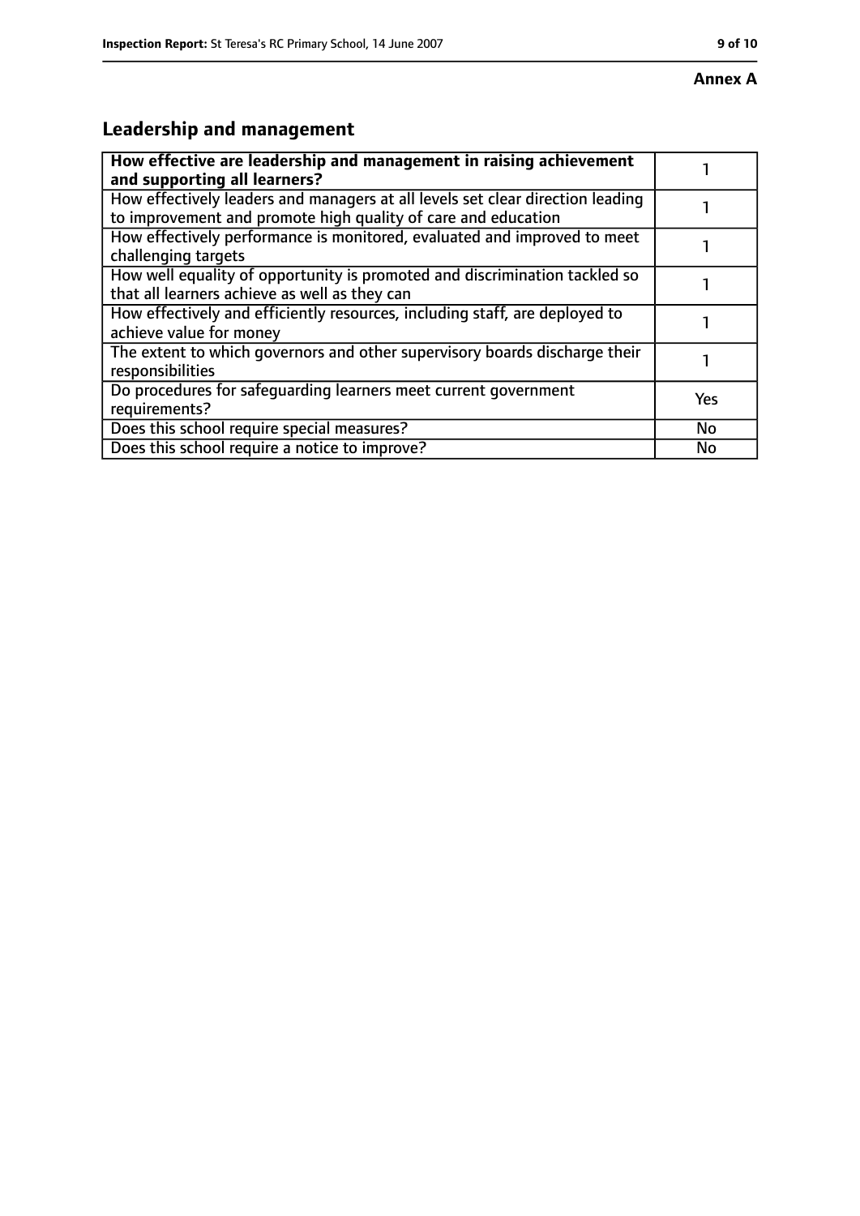**Annex A**

## Leadership and management

| **How effective are leadership and management in raising achievement and supporting all learners?** | 1 |
| --- | --- |
| How effectively leaders and managers at all levels set clear direction leading to improvement and promote high quality of care and education | 1 |
| How effectively performance is monitored, evaluated and improved to meet challenging targets | 1 |
| How well equality of opportunity is promoted and discrimination tackled so that all learners achieve as well as they can | 1 |
| How effectively and efficiently resources, including staff, are deployed to achieve value for money | 1 |
| The extent to which governors and other supervisory boards discharge their responsibilities | 1 |
| Do procedures for safeguarding learners meet current government requirements? | Yes |
| Does this school require special measures? | No |
| Does this school require a notice to improve? | No |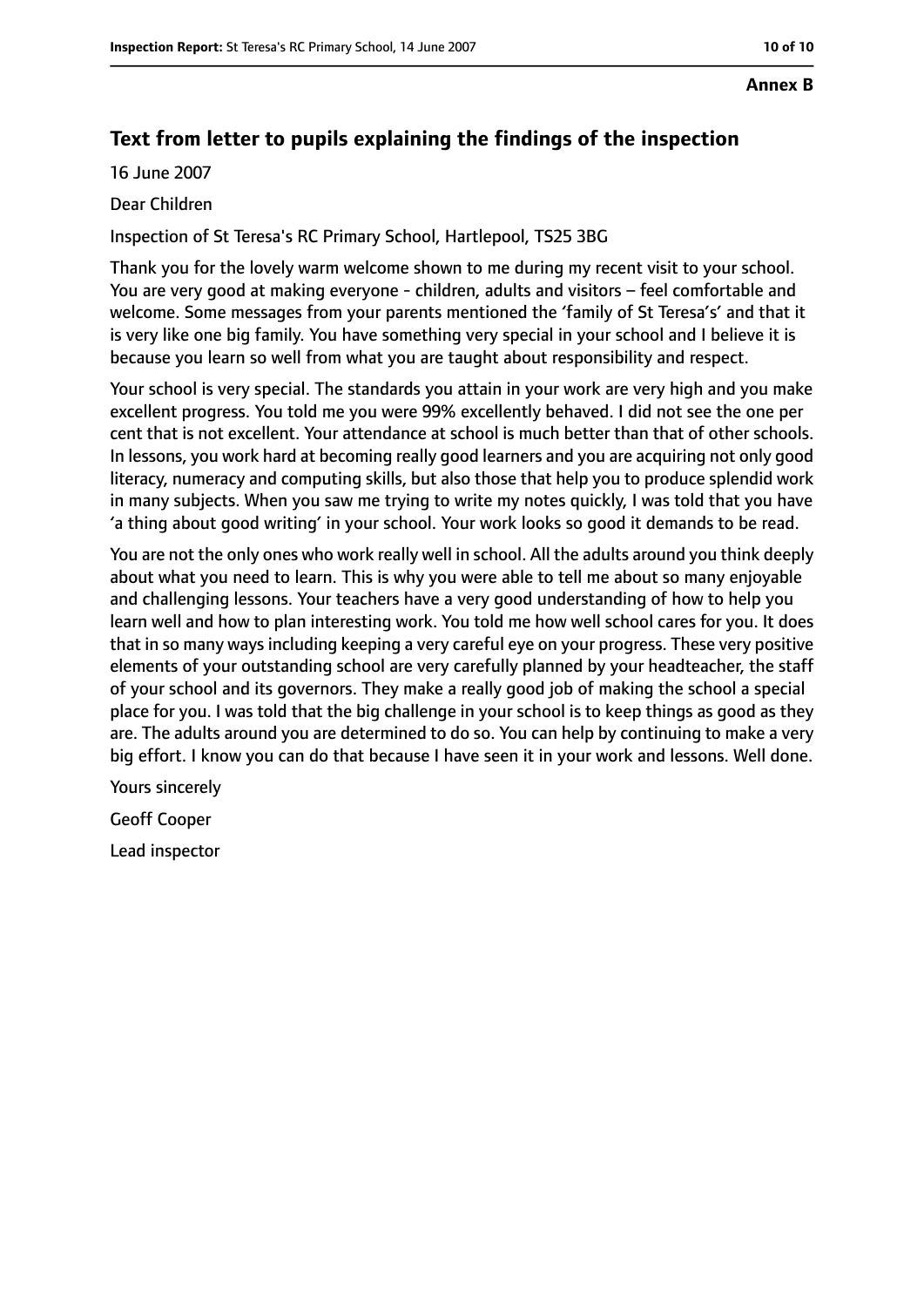**Annex B**

## Text from letter to pupils explaining the findings of the inspection

16 June 2007

Dear Children

Inspection of St Teresa's RC Primary School, Hartlepool, TS25 3BG

Thank you for the lovely warm welcome shown to me during my recent visit to your school. You are very good at making everyone - children, adults and visitors – feel comfortable and welcome. Some messages from your parents mentioned the 'family of St Teresa's' and that it is very like one big family. You have something very special in your school and I believe it is because you learn so well from what you are taught about responsibility and respect.

Your school is very special. The standards you attain in your work are very high and you make excellent progress. You told me you were 99% excellently behaved. I did not see the one per cent that is not excellent. Your attendance at school is much better than that of other schools. In lessons, you work hard at becoming really good learners and you are acquiring not only good literacy, numeracy and computing skills, but also those that help you to produce splendid work in many subjects. When you saw me trying to write my notes quickly, I was told that you have 'a thing about good writing' in your school. Your work looks so good it demands to be read.

You are not the only ones who work really well in school. All the adults around you think deeply about what you need to learn. This is why you were able to tell me about so many enjoyable and challenging lessons. Your teachers have a very good understanding of how to help you learn well and how to plan interesting work. You told me how well school cares for you. It does that in so many ways including keeping a very careful eye on your progress. These very positive elements of your outstanding school are very carefully planned by your headteacher, the staff of your school and its governors. They make a really good job of making the school a special place for you. I was told that the big challenge in your school is to keep things as good as they are. The adults around you are determined to do so. You can help by continuing to make a very big effort. I know you can do that because I have seen it in your work and lessons. Well done.

Yours sincerely

Geoff Cooper

Lead inspector